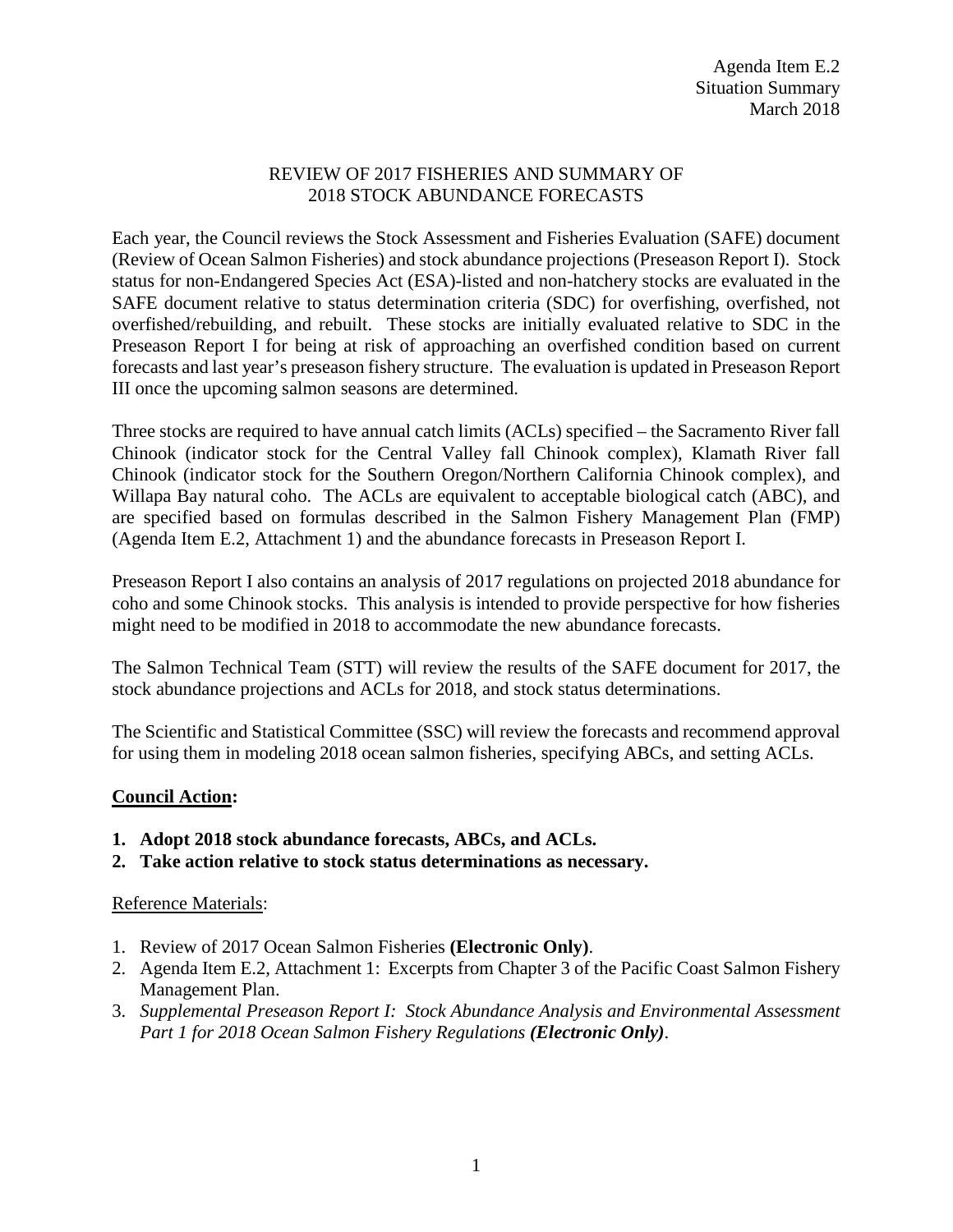Agenda Item E.2
Situation Summary
March 2018

# REVIEW OF 2017 FISHERIES AND SUMMARY OF 2018 STOCK ABUNDANCE FORECASTS

Each year, the Council reviews the Stock Assessment and Fisheries Evaluation (SAFE) document (Review of Ocean Salmon Fisheries) and stock abundance projections (Preseason Report I). Stock status for non-Endangered Species Act (ESA)-listed and non-hatchery stocks are evaluated in the SAFE document relative to status determination criteria (SDC) for overfishing, overfished, not overfished/rebuilding, and rebuilt. These stocks are initially evaluated relative to SDC in the Preseason Report I for being at risk of approaching an overfished condition based on current forecasts and last year's preseason fishery structure. The evaluation is updated in Preseason Report III once the upcoming salmon seasons are determined.

Three stocks are required to have annual catch limits (ACLs) specified – the Sacramento River fall Chinook (indicator stock for the Central Valley fall Chinook complex), Klamath River fall Chinook (indicator stock for the Southern Oregon/Northern California Chinook complex), and Willapa Bay natural coho. The ACLs are equivalent to acceptable biological catch (ABC), and are specified based on formulas described in the Salmon Fishery Management Plan (FMP) (Agenda Item E.2, Attachment 1) and the abundance forecasts in Preseason Report I.

Preseason Report I also contains an analysis of 2017 regulations on projected 2018 abundance for coho and some Chinook stocks. This analysis is intended to provide perspective for how fisheries might need to be modified in 2018 to accommodate the new abundance forecasts.

The Salmon Technical Team (STT) will review the results of the SAFE document for 2017, the stock abundance projections and ACLs for 2018, and stock status determinations.

The Scientific and Statistical Committee (SSC) will review the forecasts and recommend approval for using them in modeling 2018 ocean salmon fisheries, specifying ABCs, and setting ACLs.

**Council Action:**

1. **Adopt 2018 stock abundance forecasts, ABCs, and ACLs.**
2. **Take action relative to stock status determinations as necessary.**

Reference Materials:

1. Review of 2017 Ocean Salmon Fisheries **(Electronic Only)**.
2. Agenda Item E.2, Attachment 1: Excerpts from Chapter 3 of the Pacific Coast Salmon Fishery Management Plan.
3. *Supplemental Preseason Report I: Stock Abundance Analysis and Environmental Assessment Part 1 for 2018 Ocean Salmon Fishery Regulations* ***(Electronic Only)***.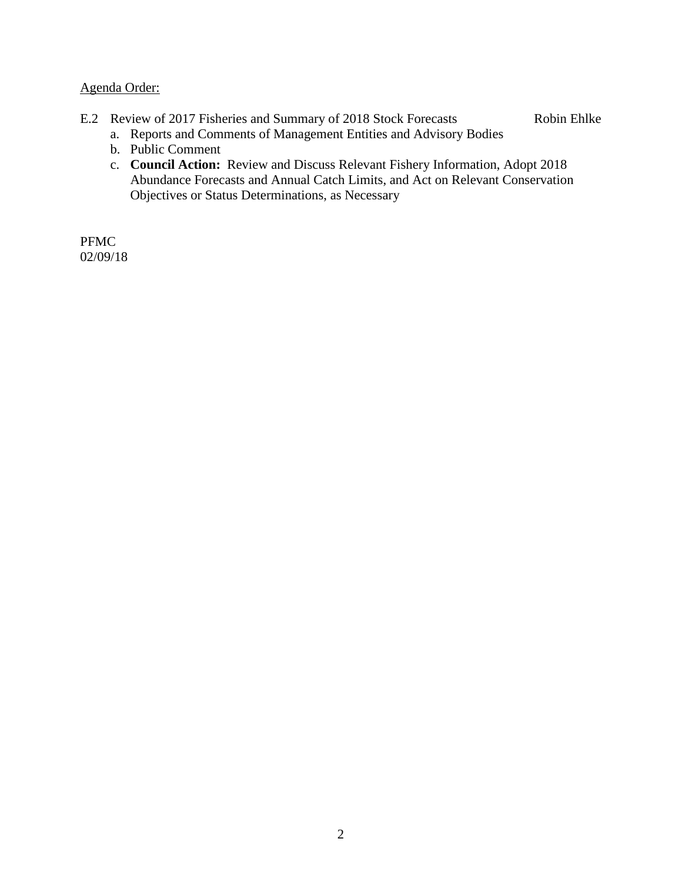Agenda Order:

E.2 Review of 2017 Fisheries and Summary of 2018 Stock Forecasts Robin Ehlke

a. Reports and Comments of Management Entities and Advisory Bodies
b. Public Comment
c. **Council Action:** Review and Discuss Relevant Fishery Information, Adopt 2018 Abundance Forecasts and Annual Catch Limits, and Act on Relevant Conservation Objectives or Status Determinations, as Necessary

PFMC
02/09/18